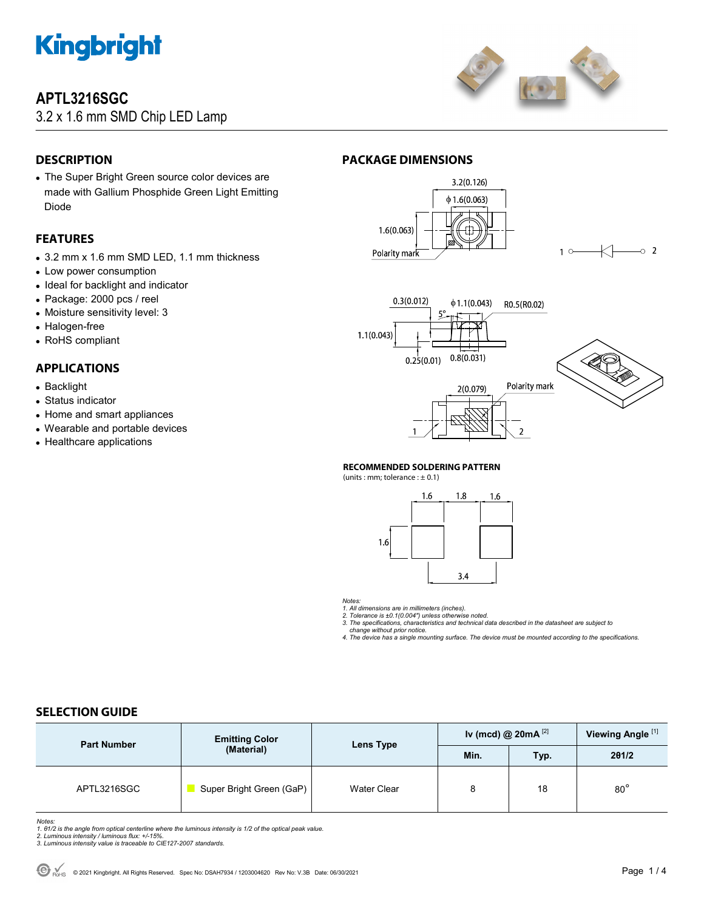# APTL3216SGC

3.2 x 1.6 mm SMD Chip LED Lamp

## DESCRIPTION

- The Super Bright Green source color devices are made with Gallium Phosphide Green Light Emitting Diode

## FEATURES

- 3.2 mm x 1.6 mm SMD LED, 1.1 mm thickness
- Low power consumption
- Ideal for backlight and indicator
- Package: 2000 pcs / reel
- Moisture sensitivity level: 3
- Halogen-free
- RoHS compliant

## APPLICATIONS

- Backlight
- Status indicator
- Home and smart appliances
- Wearable and portable devices
- Healthcare applications

## PACKAGE DIMENSIONS

### RECOMMENDED SOLDERING PATTERN

(units : mm; tolerance : ± 0.1)

*Notes:*
*1. All dimensions are in millimeters (inches).*
*2. Tolerance is ±0.1(0.004") unless otherwise noted.*
*3. The specifications, characteristics and technical data described in the datasheet are subject to change without prior notice.*
*4. The device has a single mounting surface. The device must be mounted according to the specifications.*

## SELECTION GUIDE

| Part Number | Emitting Color (Material) | Lens Type | Iv (mcd) @ 20mA [2] | | Viewing Angle [1] |
|---|---|---|---|---|---|
| | | | Min. | Typ. | 2θ1/2 |
| APTL3216SGC | Super Bright Green (GaP) | Water Clear | 8 | 18 | 80° |

*Notes:*
*1. θ1/2 is the angle from optical centerline where the luminous intensity is 1/2 of the optical peak value.*
*2. Luminous intensity / luminous flux: +/-15%.*
*3. Luminous intensity value is traceable to CIE127-2007 standards.*

© 2021 Kingbright. All Rights Reserved. Spec No: DSAH7934 / 1203004620 Rev No: V.3B Date: 06/30/2021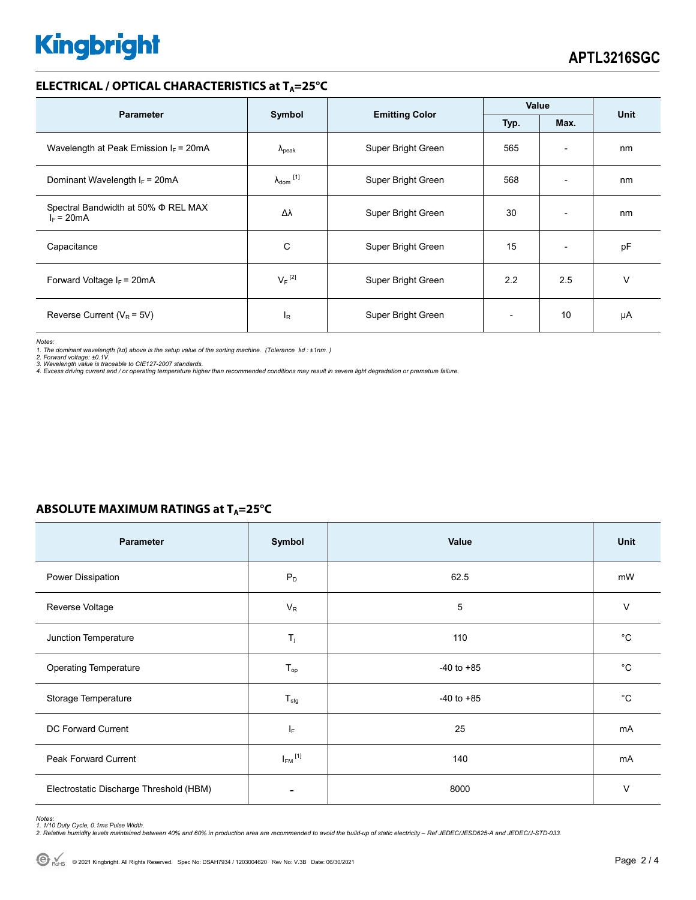## ELECTRICAL / OPTICAL CHARACTERISTICS at $T_A$=25°C

| Parameter | Symbol | Emitting Color | Value | | Unit |
|---|---|---|---|---|---|
| | | | Typ. | Max. | |
| Wavelength at Peak Emission $I_F$ = 20mA | $\lambda_{peak}$ | Super Bright Green | 565 | - | nm |
| Dominant Wavelength $I_F$ = 20mA | $\lambda_{dom}$ [1] | Super Bright Green | 568 | - | nm |
| Spectral Bandwidth at 50% Φ REL MAX $I_F$ = 20mA | Δλ | Super Bright Green | 30 | - | nm |
| Capacitance | C | Super Bright Green | 15 | - | pF |
| Forward Voltage $I_F$ = 20mA | $V_F$ [2] | Super Bright Green | 2.2 | 2.5 | V |
| Reverse Current ($V_R$ = 5V) | $I_R$ | Super Bright Green | - | 10 | μA |

*Notes:*
*1. The dominant wavelength (λd) above is the setup value of the sorting machine. (Tolerance λd : ±1nm. )*
*2. Forward voltage: ±0.1V.*
*3. Wavelength value is traceable to CIE127-2007 standards.*
*4. Excess driving current and / or operating temperature higher than recommended conditions may result in severe light degradation or premature failure.*

## ABSOLUTE MAXIMUM RATINGS at $T_A$=25°C

| Parameter | Symbol | Value | Unit |
|---|---|---|---|
| Power Dissipation | $P_D$ | 62.5 | mW |
| Reverse Voltage | $V_R$ | 5 | V |
| Junction Temperature | $T_j$ | 110 | °C |
| Operating Temperature | $T_{op}$ | -40 to +85 | °C |
| Storage Temperature | $T_{stg}$ | -40 to +85 | °C |
| DC Forward Current | $I_F$ | 25 | mA |
| Peak Forward Current | $I_{FM}$ [1] | 140 | mA |
| Electrostatic Discharge Threshold (HBM) | - | 8000 | V |

*Notes:*
*1. 1/10 Duty Cycle, 0.1ms Pulse Width.*
*2. Relative humidity levels maintained between 40% and 60% in production area are recommended to avoid the build-up of static electricity – Ref JEDEC/JESD625-A and JEDEC/J-STD-033.*

© 2021 Kingbright. All Rights Reserved. Spec No: DSAH7934 / 1203004620 Rev No: V.3B Date: 06/30/2021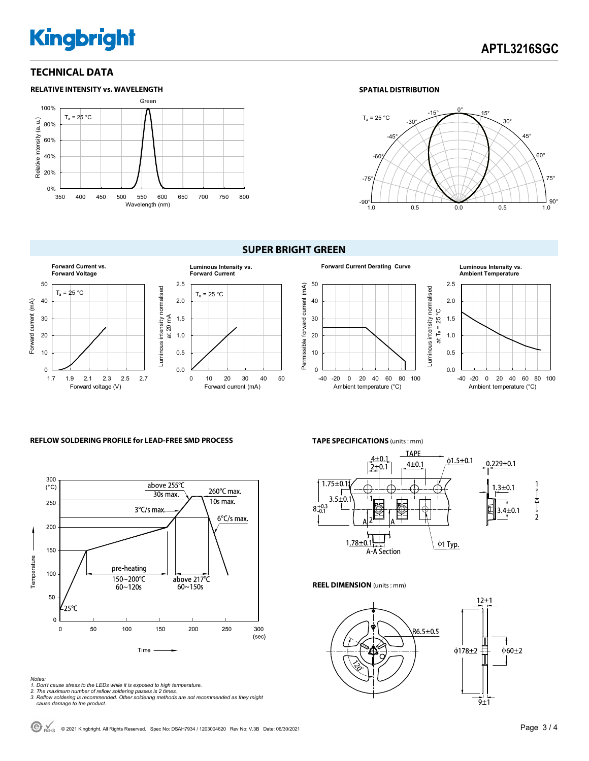## TECHNICAL DATA

### RELATIVE INTENSITY vs. WAVELENGTH

### SPATIAL DISTRIBUTION

## SUPER BRIGHT GREEN

**Forward Current vs. Forward Voltage**

**Luminous Intensity vs. Forward Current**

**Forward Current Derating Curve**

**Luminous Intensity vs. Ambient Temperature**

### REFLOW SOLDERING PROFILE for LEAD-FREE SMD PROCESS

### TAPE SPECIFICATIONS (units : mm)

### REEL DIMENSION (units : mm)

*Notes:*
*1. Don't cause stress to the LEDs while it is exposed to high temperature.*
*2. The maximum number of reflow soldering passes is 2 times.*
*3. Reflow soldering is recommended. Other soldering methods are not recommended as they might cause damage to the product.*

© 2021 Kingbright. All Rights Reserved. Spec No: DSAH7934 / 1203004620 Rev No: V.3B Date: 06/30/2021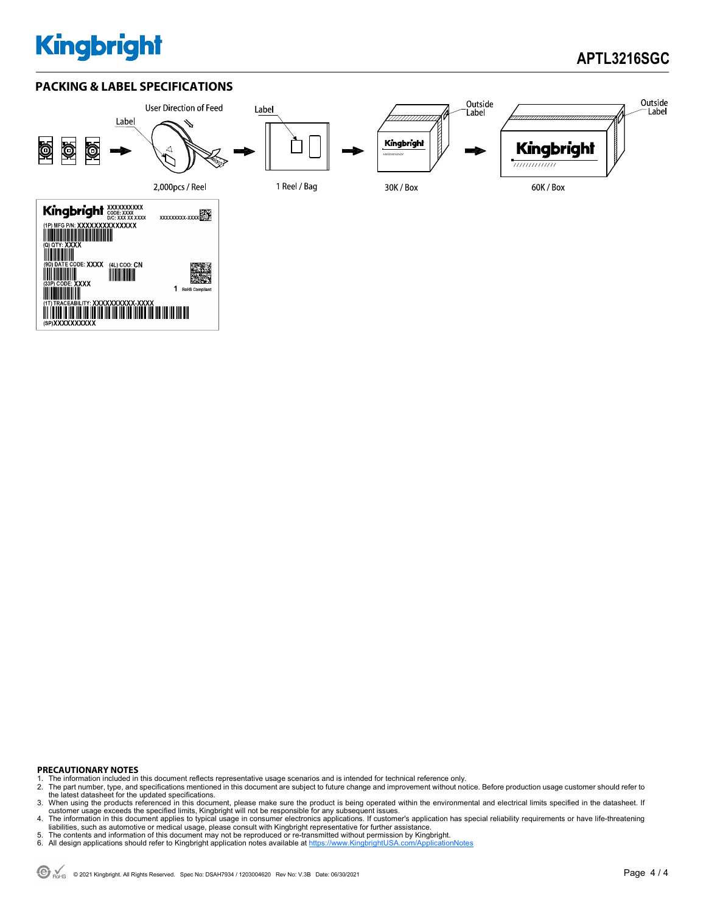## PACKING & LABEL SPECIFICATIONS

User Direction of Feed

Label

2,000pcs / Reel

Label

1 Reel / Bag

Outside Label

30K / Box

Outside Label

60K / Box

Kingbright XXXXXXXXXX
CODE: XXXX
D/C: XXX XX XXXX
XXXXXXXXX-XXXX
(1P) MFG P/N: XXXXXXXXXXXXXX
(Q) QTY: XXXX
(9D) DATE CODE: XXXX (4L) COO: CN
(33P) CODE: XXXX
1 RoHS Compliant
(1T) TRACEABILITY: XXXXXXXXXX-XXXX
(SP)XXXXXXXXXX

**PRECAUTIONARY NOTES**

1. The information included in this document reflects representative usage scenarios and is intended for technical reference only.
2. The part number, type, and specifications mentioned in this document are subject to future change and improvement without notice. Before production usage customer should refer to the latest datasheet for the updated specifications.
3. When using the products referenced in this document, please make sure the product is being operated within the environmental and electrical limits specified in the datasheet. If customer usage exceeds the specified limits, Kingbright will not be responsible for any subsequent issues.
4. The information in this document applies to typical usage in consumer electronics applications. If customer's application has special reliability requirements or have life-threatening liabilities, such as automotive or medical usage, please consult with Kingbright representative for further assistance.
5. The contents and information of this document may not be reproduced or re-transmitted without permission by Kingbright.
6. All design applications should refer to Kingbright application notes available at https://www.KingbrightUSA.com/ApplicationNotes

© 2021 Kingbright. All Rights Reserved. Spec No: DSAH7934 / 1203004620 Rev No: V.3B Date: 06/30/2021